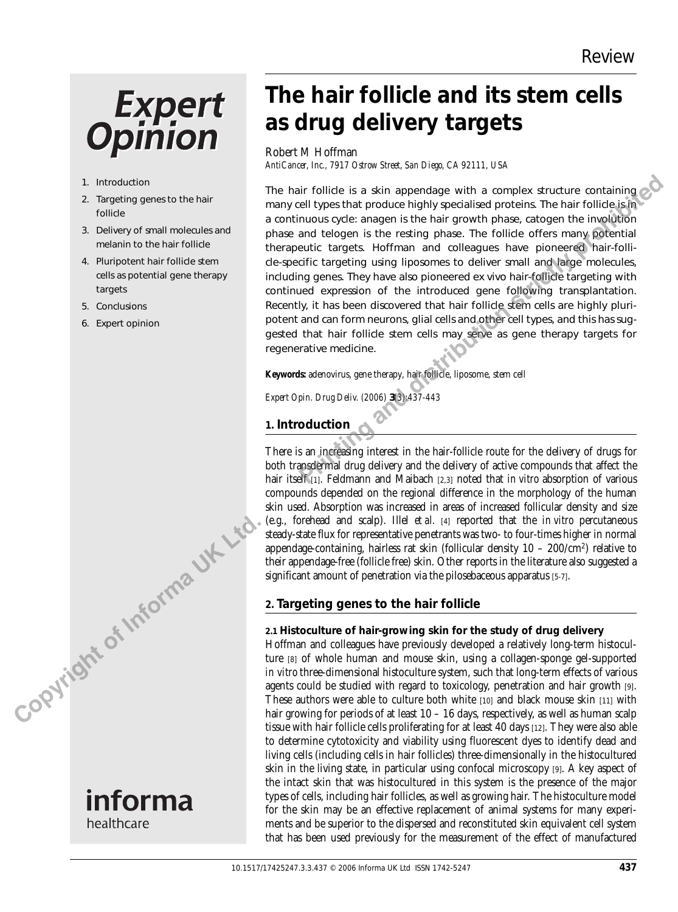# The hair follicle and its stem cells as drug delivery targets

Robert M Hoffman

*AntiCancer, Inc., 7917 Ostrow Street, San Diego, CA 92111, USA*

1. Introduction
2. Targeting genes to the hair follicle
3. Delivery of small molecules and melanin to the hair follicle
4. Pluripotent hair follicle stem cells as potential gene therapy targets
5. Conclusions
6. Expert opinion

The hair follicle is a skin appendage with a complex structure containing many cell types that produce highly specialised proteins. The hair follicle is in a continuous cycle: anagen is the hair growth phase, catogen the involution phase and telogen is the resting phase. The follicle offers many potential therapeutic targets. Hoffman and colleagues have pioneered hair-follicle-specific targeting using liposomes to deliver small and large molecules, including genes. They have also pioneered ex vivo hair-follicle targeting with continued expression of the introduced gene following transplantation. Recently, it has been discovered that hair follicle stem cells are highly pluripotent and can form neurons, glial cells and other cell types, and this has suggested that hair follicle stem cells may serve as gene therapy targets for regenerative medicine.

**Keywords:** adenovirus, gene therapy, hair follicle, liposome, stem cell

*Expert Opin. Drug Deliv.* (2006) **3**(3):437-443

## 1. Introduction

There is an increasing interest in the hair-follicle route for the delivery of drugs for both transdermal drug delivery and the delivery of active compounds that affect the hair itself [1]. Feldmann and Maibach [2,3] noted that *in vitro* absorption of various compounds depended on the regional difference in the morphology of the human skin used. Absorption was increased in areas of increased follicular density and size (e.g., forehead and scalp). Illel *et al.* [4] reported that the *in vitro* percutaneous steady-state flux for representative penetrants was two- to four-times higher in normal appendage-containing, hairless rat skin (follicular density 10 – 200/cm$^2$) relative to their appendage-free (follicle free) skin. Other reports in the literature also suggested a significant amount of penetration via the pilosebaceous apparatus [5-7].

## 2. Targeting genes to the hair follicle

### 2.1 Histoculture of hair-growing skin for the study of drug delivery

Hoffman and colleagues have previously developed a relatively long-term histoculture [8] of whole human and mouse skin, using a collagen-sponge gel-supported *in vitro* three-dimensional histoculture system, such that long-term effects of various agents could be studied with regard to toxicology, penetration and hair growth [9]. These authors were able to culture both white [10] and black mouse skin [11] with hair growing for periods of at least 10 – 16 days, respectively, as well as human scalp tissue with hair follicle cells proliferating for at least 40 days [12]. They were also able to determine cytotoxicity and viability using fluorescent dyes to identify dead and living cells (including cells in hair follicles) three-dimensionally in the histocultured skin in the living state, in particular using confocal microscopy [9]. A key aspect of the intact skin that was histocultured in this system is the presence of the major types of cells, including hair follicles, as well as growing hair. The histoculture model for the skin may be an effective replacement of animal systems for many experiments and be superior to the dispersed and reconstituted skin equivalent cell system that has been used previously for the measurement of the effect of manufactured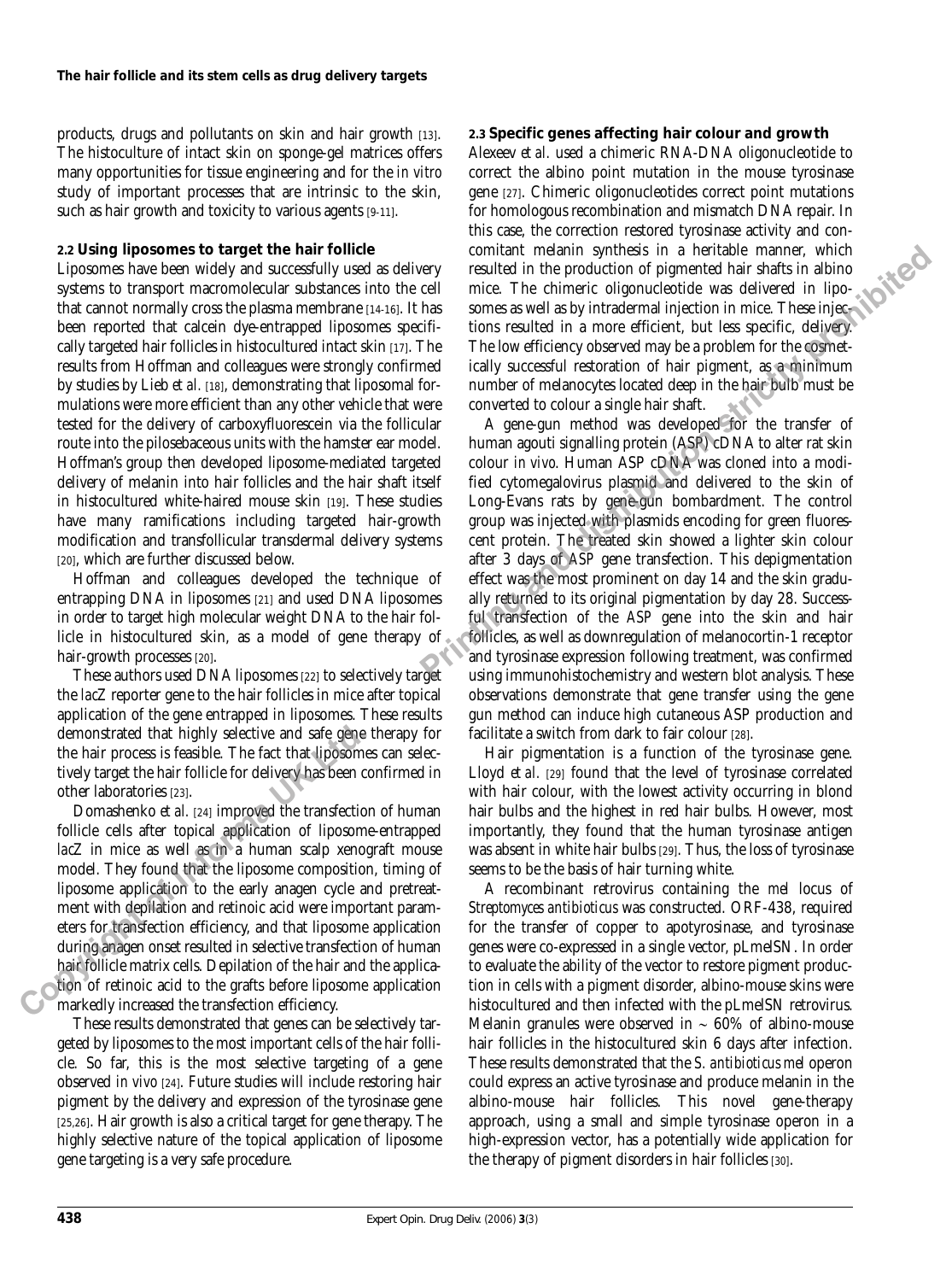products, drugs and pollutants on skin and hair growth [13]. The histoculture of intact skin on sponge-gel matrices offers many opportunities for tissue engineering and for the *in vitro* study of important processes that are intrinsic to the skin, such as hair growth and toxicity to various agents [9-11].

### 2.2 Using liposomes to target the hair follicle

Liposomes have been widely and successfully used as delivery systems to transport macromolecular substances into the cell that cannot normally cross the plasma membrane [14-16]. It has been reported that calcein dye-entrapped liposomes specifically targeted hair follicles in histocultured intact skin [17]. The results from Hoffman and colleagues were strongly confirmed by studies by Lieb *et al.* [18], demonstrating that liposomal formulations were more efficient than any other vehicle that were tested for the delivery of carboxyfluorescein via the follicular route into the pilosebaceous units with the hamster ear model. Hoffman's group then developed liposome-mediated targeted delivery of melanin into hair follicles and the hair shaft itself in histocultured white-haired mouse skin [19]. These studies have many ramifications including targeted hair-growth modification and transfollicular transdermal delivery systems [20], which are further discussed below.

Hoffman and colleagues developed the technique of entrapping DNA in liposomes [21] and used DNA liposomes in order to target high molecular weight DNA to the hair follicle in histocultured skin, as a model of gene therapy of hair-growth processes [20].

These authors used DNA liposomes [22] to selectively target the *lac*Z reporter gene to the hair follicles in mice after topical application of the gene entrapped in liposomes. These results demonstrated that highly selective and safe gene therapy for the hair process is feasible. The fact that liposomes can selectively target the hair follicle for delivery has been confirmed in other laboratories [23].

Domashenko *et al.* [24] improved the transfection of human follicle cells after topical application of liposome-entrapped *lac*Z in mice as well as in a human scalp xenograft mouse model. They found that the liposome composition, timing of liposome application to the early anagen cycle and pretreatment with depilation and retinoic acid were important parameters for transfection efficiency, and that liposome application during anagen onset resulted in selective transfection of human hair follicle matrix cells. Depilation of the hair and the application of retinoic acid to the grafts before liposome application markedly increased the transfection efficiency.

These results demonstrated that genes can be selectively targeted by liposomes to the most important cells of the hair follicle. So far, this is the most selective targeting of a gene observed *in vivo* [24]. Future studies will include restoring hair pigment by the delivery and expression of the tyrosinase gene [25,26]. Hair growth is also a critical target for gene therapy. The highly selective nature of the topical application of liposome gene targeting is a very safe procedure.

### 2.3 Specific genes affecting hair colour and growth

Alexeev *et al.* used a chimeric RNA-DNA oligonucleotide to correct the albino point mutation in the mouse tyrosinase gene [27]. Chimeric oligonucleotides correct point mutations for homologous recombination and mismatch DNA repair. In this case, the correction restored tyrosinase activity and concomitant melanin synthesis in a heritable manner, which resulted in the production of pigmented hair shafts in albino mice. The chimeric oligonucleotide was delivered in liposomes as well as by intradermal injection in mice. These injections resulted in a more efficient, but less specific, delivery. The low efficiency observed may be a problem for the cosmetically successful restoration of hair pigment, as a minimum number of melanocytes located deep in the hair bulb must be converted to colour a single hair shaft.

A gene-gun method was developed for the transfer of human agouti signalling protein (ASP) cDNA to alter rat skin colour *in vivo*. Human ASP cDNA was cloned into a modified cytomegalovirus plasmid and delivered to the skin of Long-Evans rats by gene-gun bombardment. The control group was injected with plasmids encoding for green fluorescent protein. The treated skin showed a lighter skin colour after 3 days of *ASP* gene transfection. This depigmentation effect was the most prominent on day 14 and the skin gradually returned to its original pigmentation by day 28. Successful transfection of the *ASP* gene into the skin and hair follicles, as well as downregulation of melanocortin-1 receptor and tyrosinase expression following treatment, was confirmed using immunohistochemistry and western blot analysis. These observations demonstrate that gene transfer using the gene gun method can induce high cutaneous ASP production and facilitate a switch from dark to fair colour [28].

Hair pigmentation is a function of the tyrosinase gene. Lloyd *et al.* [29] found that the level of tyrosinase correlated with hair colour, with the lowest activity occurring in blond hair bulbs and the highest in red hair bulbs. However, most importantly, they found that the human tyrosinase antigen was absent in white hair bulbs [29]. Thus, the loss of tyrosinase seems to be the basis of hair turning white.

A recombinant retrovirus containing the *mel* locus of *Streptomyces antibioticus* was constructed. ORF-438, required for the transfer of copper to apotyrosinase, and tyrosinase genes were co-expressed in a single vector, pLmelSN. In order to evaluate the ability of the vector to restore pigment production in cells with a pigment disorder, albino-mouse skins were histocultured and then infected with the pLmelSN retrovirus. Melanin granules were observed in ~ 60% of albino-mouse hair follicles in the histocultured skin 6 days after infection. These results demonstrated that the *S. antibioticus mel* operon could express an active tyrosinase and produce melanin in the albino-mouse hair follicles. This novel gene-therapy approach, using a small and simple tyrosinase operon in a high-expression vector, has a potentially wide application for the therapy of pigment disorders in hair follicles [30].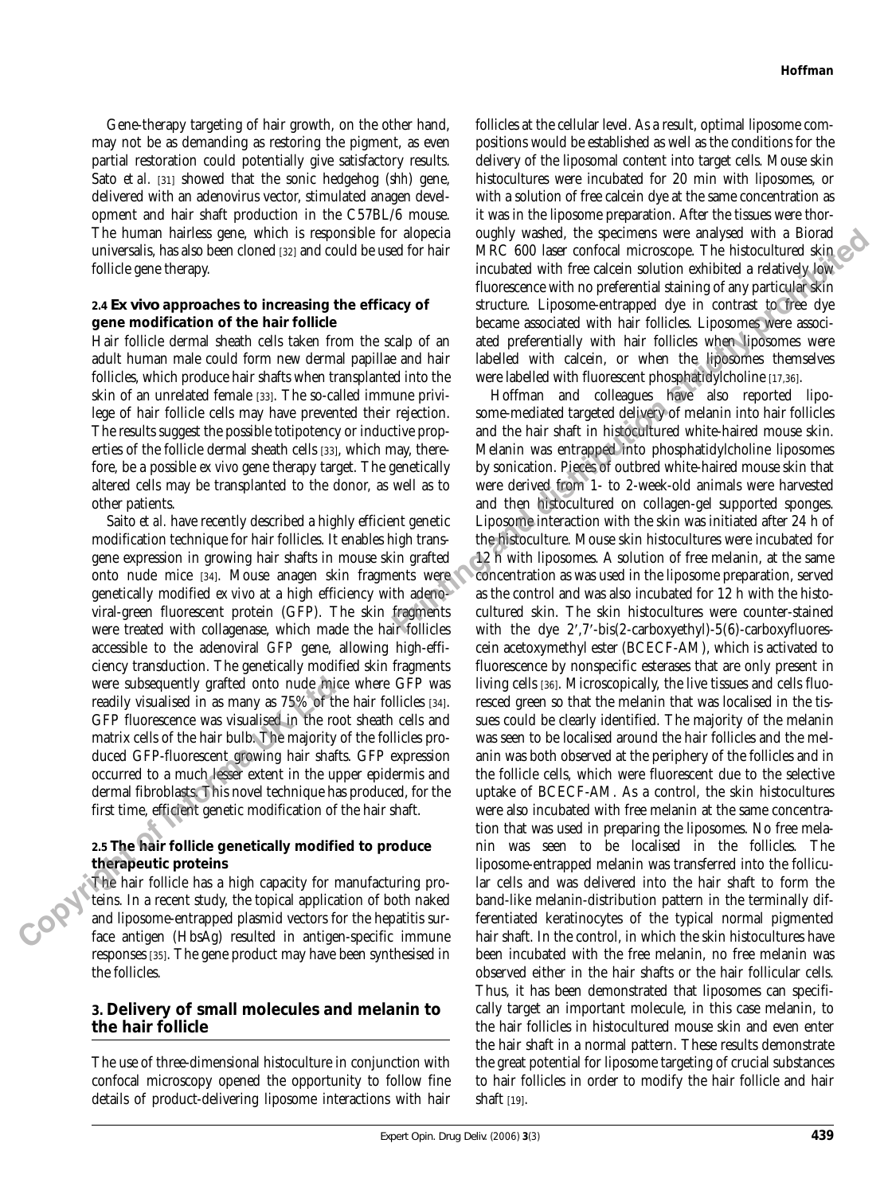Gene-therapy targeting of hair growth, on the other hand, may not be as demanding as restoring the pigment, as even partial restoration could potentially give satisfactory results. Sato *et al.* [31] showed that the sonic hedgehog (*shh*) gene, delivered with an adenovirus vector, stimulated anagen development and hair shaft production in the C57BL/6 mouse. The human hairless gene, which is responsible for alopecia universalis, has also been cloned [32] and could be used for hair follicle gene therapy.

### 2.4 *Ex vivo* approaches to increasing the efficacy of gene modification of the hair follicle

Hair follicle dermal sheath cells taken from the scalp of an adult human male could form new dermal papillae and hair follicles, which produce hair shafts when transplanted into the skin of an unrelated female [33]. The so-called immune privilege of hair follicle cells may have prevented their rejection. The results suggest the possible totipotency or inductive properties of the follicle dermal sheath cells [33], which may, therefore, be a possible *ex vivo* gene therapy target. The genetically altered cells may be transplanted to the donor, as well as to other patients.

Saito *et al.* have recently described a highly efficient genetic modification technique for hair follicles. It enables high transgene expression in growing hair shafts in mouse skin grafted onto nude mice [34]. Mouse anagen skin fragments were genetically modified *ex vivo* at a high efficiency with adenoviral-green fluorescent protein (GFP). The skin fragments were treated with collagenase, which made the hair follicles accessible to the adenoviral *GFP* gene, allowing high-efficiency transduction. The genetically modified skin fragments were subsequently grafted onto nude mice where GFP was readily visualised in as many as 75% of the hair follicles [34]. GFP fluorescence was visualised in the root sheath cells and matrix cells of the hair bulb. The majority of the follicles produced GFP-fluorescent growing hair shafts. GFP expression occurred to a much lesser extent in the upper epidermis and dermal fibroblasts. This novel technique has produced, for the first time, efficient genetic modification of the hair shaft.

### 2.5 The hair follicle genetically modified to produce therapeutic proteins

The hair follicle has a high capacity for manufacturing proteins. In a recent study, the topical application of both naked and liposome-entrapped plasmid vectors for the hepatitis surface antigen (HbsAg) resulted in antigen-specific immune responses [35]. The gene product may have been synthesised in the follicles.

## 3. Delivery of small molecules and melanin to the hair follicle

The use of three-dimensional histoculture in conjunction with confocal microscopy opened the opportunity to follow fine details of product-delivering liposome interactions with hair follicles at the cellular level. As a result, optimal liposome compositions would be established as well as the conditions for the delivery of the liposomal content into target cells. Mouse skin histocultures were incubated for 20 min with liposomes, or with a solution of free calcein dye at the same concentration as it was in the liposome preparation. After the tissues were thoroughly washed, the specimens were analysed with a Biorad MRC 600 laser confocal microscope. The histocultured skin incubated with free calcein solution exhibited a relatively low fluorescence with no preferential staining of any particular skin structure. Liposome-entrapped dye in contrast to free dye became associated with hair follicles. Liposomes were associated preferentially with hair follicles when liposomes were labelled with calcein, or when the liposomes themselves were labelled with fluorescent phosphatidylcholine [17,36].

Hoffman and colleagues have also reported liposome-mediated targeted delivery of melanin into hair follicles and the hair shaft in histocultured white-haired mouse skin. Melanin was entrapped into phosphatidylcholine liposomes by sonication. Pieces of outbred white-haired mouse skin that were derived from 1- to 2-week-old animals were harvested and then histocultured on collagen-gel supported sponges. Liposome interaction with the skin was initiated after 24 h of the histoculture. Mouse skin histocultures were incubated for 12 h with liposomes. A solution of free melanin, at the same concentration as was used in the liposome preparation, served as the control and was also incubated for 12 h with the histocultured skin. The skin histocultures were counter-stained with the dye 2′,7′-bis(2-carboxyethyl)-5(6)-carboxyfluorescein acetoxymethyl ester (BCECF-AM), which is activated to fluorescence by nonspecific esterases that are only present in living cells [36]. Microscopically, the live tissues and cells fluoresced green so that the melanin that was localised in the tissues could be clearly identified. The majority of the melanin was seen to be localised around the hair follicles and the melanin was both observed at the periphery of the follicles and in the follicle cells, which were fluorescent due to the selective uptake of BCECF-AM. As a control, the skin histocultures were also incubated with free melanin at the same concentration that was used in preparing the liposomes. No free melanin was seen to be localised in the follicles. The liposome-entrapped melanin was transferred into the follicular cells and was delivered into the hair shaft to form the band-like melanin-distribution pattern in the terminally differentiated keratinocytes of the typical normal pigmented hair shaft. In the control, in which the skin histocultures have been incubated with the free melanin, no free melanin was observed either in the hair shafts or the hair follicular cells. Thus, it has been demonstrated that liposomes can specifically target an important molecule, in this case melanin, to the hair follicles in histocultured mouse skin and even enter the hair shaft in a normal pattern. These results demonstrate the great potential for liposome targeting of crucial substances to hair follicles in order to modify the hair follicle and hair shaft [19].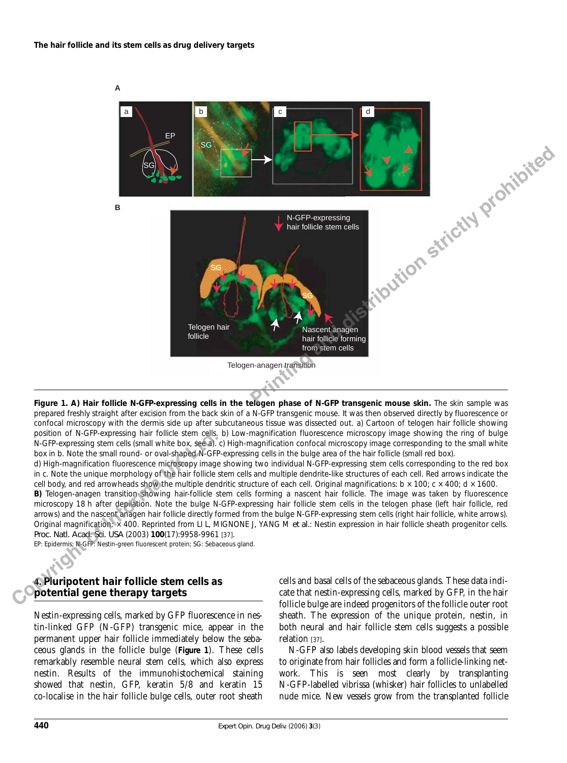A

a

EP

SG

b

SG

c

d

B

N-GFP-expressing hair follicle stem cells

SG

SG

Telogen hair follicle

Nascent anagen hair follicle forming from stem cells

Telogen-anagen transition

**Figure 1. A) Hair follicle N-GFP-expressing cells in the telogen phase of N-GFP transgenic mouse skin.** The skin sample was prepared freshly straight after excision from the back skin of a N-GFP transgenic mouse. It was then observed directly by fluorescence or confocal microscopy with the dermis side up after subcutaneous tissue was dissected out. a) Cartoon of telogen hair follicle showing position of N-GFP-expressing hair follicle stem cells. b) Low-magnification fluorescence microscopy image showing the ring of bulge N-GFP-expressing stem cells (small white box, see a). c) High-magnification confocal microscopy image corresponding to the small white box in b. Note the small round- or oval-shaped N-GFP-expressing cells in the bulge area of the hair follicle (small red box).
d) High-magnification fluorescence microscopy image showing two individual N-GFP-expressing stem cells corresponding to the red box in c. Note the unique morphology of the hair follicle stem cells and multiple dendrite-like structures of each cell. Red arrows indicate the cell body, and red arrowheads show the multiple dendritic structure of each cell. Original magnifications: b × 100; c × 400; d × 1600.
**B)** Telogen-anagen transition showing hair-follicle stem cells forming a nascent hair follicle. The image was taken by fluorescence microscopy 18 h after depilation. Note the bulge N-GFP-expressing hair follicle stem cells in the telogen phase (left hair follicle, red arrows) and the nascent anagen hair follicle directly formed from the bulge N-GFP-expressing stem cells (right hair follicle, white arrows). Original magnification: × 400. Reprinted from LI L, MIGNONE J, YANG M *et al.*: Nestin expression in hair follicle sheath progenitor cells. *Proc. Natl. Acad. Sci. USA* (2003) **100**(17):9958-9961 [37].
EP: Epidermis; N-GFP: Nestin-green fluorescent protein; SG: Sebaceous gland.

## 4. Pluripotent hair follicle stem cells as potential gene therapy targets

Nestin-expressing cells, marked by GFP fluorescence in nestin-linked GFP (N-GFP) transgenic mice, appear in the permanent upper hair follicle immediately below the sebaceous glands in the follicle bulge (**Figure 1**). These cells remarkably resemble neural stem cells, which also express nestin. Results of the immunohistochemical staining showed that nestin, GFP, keratin 5/8 and keratin 15 co-localise in the hair follicle bulge cells, outer root sheath cells and basal cells of the sebaceous glands. These data indicate that nestin-expressing cells, marked by GFP, in the hair follicle bulge are indeed progenitors of the follicle outer root sheath. The expression of the unique protein, nestin, in both neural and hair follicle stem cells suggests a possible relation [37].

N-GFP also labels developing skin blood vessels that seem to originate from hair follicles and form a follicle-linking network. This is seen most clearly by transplanting N-GFP-labelled vibrissa (whisker) hair follicles to unlabelled nude mice. New vessels grow from the transplanted follicle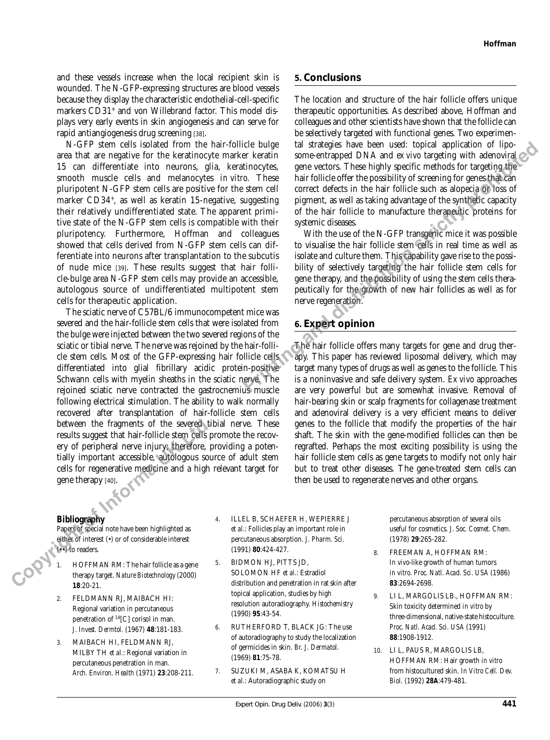and these vessels increase when the local recipient skin is wounded. The N-GFP-expressing structures are blood vessels because they display the characteristic endothelial-cell-specific markers CD31+ and von Willebrand factor. This model displays very early events in skin angiogenesis and can serve for rapid antiangiogenesis drug screening [38].

N-GFP stem cells isolated from the hair-follicle bulge area that are negative for the keratinocyte marker keratin 15 can differentiate into neurons, glia, keratinocytes, smooth muscle cells and melanocytes *in vitro*. These pluripotent N-GFP stem cells are positive for the stem cell marker CD34+, as well as keratin 15-negative, suggesting their relatively undifferentiated state. The apparent primitive state of the N-GFP stem cells is compatible with their pluripotency. Furthermore, Hoffman and colleagues showed that cells derived from N-GFP stem cells can differentiate into neurons after transplantation to the subcutis of nude mice [39]. These results suggest that hair follicle-bulge area N-GFP stem cells may provide an accessible, autologous source of undifferentiated multipotent stem cells for therapeutic application.

The sciatic nerve of C57BL/6 immunocompetent mice was severed and the hair-follicle stem cells that were isolated from the bulge were injected between the two severed regions of the sciatic or tibial nerve. The nerve was rejoined by the hair-follicle stem cells. Most of the GFP-expressing hair follicle cells differentiated into glial fibrillary acidic protein-positive Schwann cells with myelin sheaths in the sciatic nerve. The rejoined sciatic nerve contracted the gastrocnemius muscle following electrical stimulation. The ability to walk normally recovered after transplantation of hair-follicle stem cells between the fragments of the severed tibial nerve. These results suggest that hair-follicle stem cells promote the recovery of peripheral nerve injury; therefore, providing a potentially important accessible, autologous source of adult stem cells for regenerative medicine and a high relevant target for gene therapy [40].

## 5. Conclusions

The location and structure of the hair follicle offers unique therapeutic opportunities. As described above, Hoffman and colleagues and other scientists have shown that the follicle can be selectively targeted with functional genes. Two experimental strategies have been used: topical application of liposome-entrapped DNA and *ex vivo* targeting with adenoviral gene vectors. These highly specific methods for targeting the hair follicle offer the possibility of screening for genes that can correct defects in the hair follicle such as alopecia or loss of pigment, as well as taking advantage of the synthetic capacity of the hair follicle to manufacture therapeutic proteins for systemic diseases.

With the use of the N-GFP transgenic mice it was possible to visualise the hair follicle stem cells in real time as well as isolate and culture them. This capability gave rise to the possibility of selectively targeting the hair follicle stem cells for gene therapy, and the possibility of using the stem cells therapeutically for the growth of new hair follicles as well as for nerve regeneration.

## 6. Expert opinion

The hair follicle offers many targets for gene and drug therapy. This paper has reviewed liposomal delivery, which may target many types of drugs as well as genes to the follicle. This is a noninvasive and safe delivery system. *Ex vivo* approaches are very powerful but are somewhat invasive. Removal of hair-bearing skin or scalp fragments for collagenase treatment and adenoviral delivery is a very efficient means to deliver genes to the follicle that modify the properties of the hair shaft. The skin with the gene-modified follicles can then be regrafted. Perhaps the most exciting possibility is using the hair follicle stem cells as gene targets to modify not only hair but to treat other diseases. The gene-treated stem cells can then be used to regenerate nerves and other organs.

### Bibliography

Papers of special note have been highlighted as either of interest (•) or of considerable interest (••) to readers.

1. HOFFMAN RM: The hair follicle as a gene therapy target. *Nature Biotechnology* (2000) **18**:20-21.
2. FELDMANN RJ, MAIBACH HI: Regional variation in percutaneous penetration of $^{14}$[C] corisol in man. *J. Invest. Dermtol.* (1967) **48**:181-183.
3. MAIBACH HI, FELDMANN RJ, MILBY TH *et al.*: Regional variation in percutaneous penetration in man. *Arch. Environ. Health* (1971) **23**:208-211.
4. ILLEL B, SCHAEFER H, WEPIERRE J *et al.*: Follicles play an important role in percutaneous absorption. *J. Pharm. Sci.* (1991) **80**:424-427.
5. BIDMON HJ, PITTS JD, SOLOMON HF *et al.*: Estradiol distribution and penetration in rat skin after topical application, studies by high resolution autoradiography. *Histochemistry* (1990) **95**:43-54.
6. RUTHERFORD T, BLACK JG: The use of autoradiography to study the localization of germicides in skin. *Br. J. Dermatol.* (1969) **81**:75-78.
7. SUZUKI M, ASABA K, KOMATSU H *et al.*: Autoradiographic study on percutaneous absorption of several oils useful for cosmetics. *J. Soc. Cosmet. Chem.* (1978) **29**:265-282.
8. FREEMAN A, HOFFMAN RM: *In vivo*-like growth of human tumors *in vitro*. *Proc. Natl. Acad. Sci. USA* (1986) **83**:2694-2698.
9. LI L, MARGOLIS LB., HOFFMAN RM: Skin toxicity determined *in vitro* by three-dimensional, native-state histoculture. *Proc. Natl. Acad. Sci. USA* (1991) **88**:1908-1912.
10. LI L, PAUS R, MARGOLIS LB, HOFFMAN RM: Hair growth *in vitro* from histocultured skin. *In Vitro Cell. Dev. Biol.* (1992) **28A**:479-481.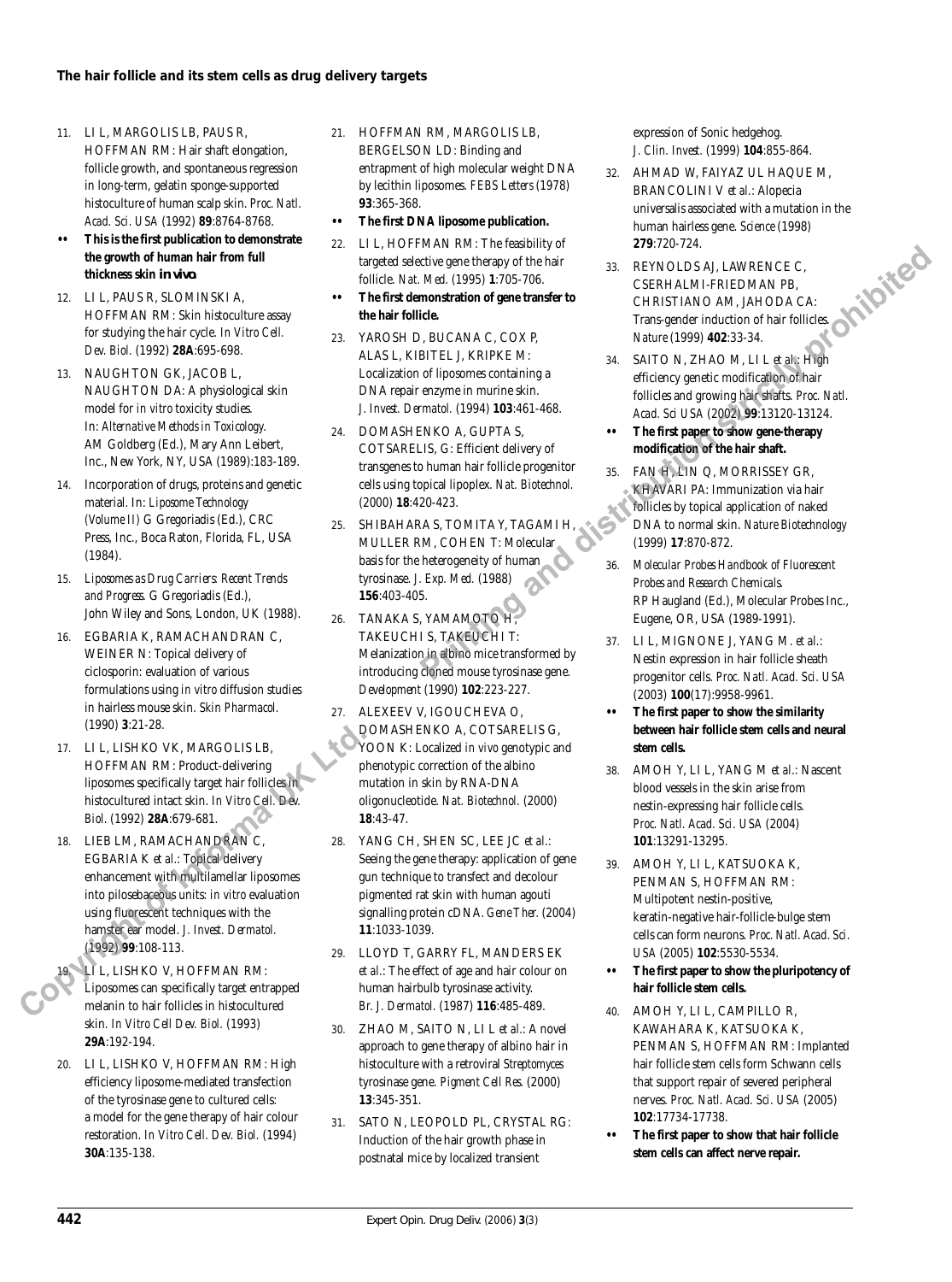11. LI L, MARGOLIS LB, PAUS R, HOFFMAN RM: Hair shaft elongation, follicle growth, and spontaneous regression in long-term, gelatin sponge-supported histoculture of human scalp skin. *Proc. Natl. Acad. Sci. USA* (1992) **89**:8764-8768.
- •• **This is the first publication to demonstrate the growth of human hair from full thickness skin *in vivo*.**
12. LI L, PAUS R, SLOMINSKI A, HOFFMAN RM: Skin histoculture assay for studying the hair cycle. *In Vitro Cell. Dev. Biol.* (1992) **28A**:695-698.
13. NAUGHTON GK, JACOB L, NAUGHTON DA: A physiological skin model for *in vitro* toxicity studies. In: *Alternative Methods in Toxicology.* AM Goldberg (Ed.), Mary Ann Leibert, Inc., New York, NY, USA (1989):183-189.
14. Incorporation of drugs, proteins and genetic material. In: *Liposome Technology (Volume II)* G Gregoriadis (Ed.), CRC Press, Inc., Boca Raton, Florida, FL, USA (1984).
15. *Liposomes as Drug Carriers: Recent Trends and Progress.* G Gregoriadis (Ed.), John Wiley and Sons, London, UK (1988).
16. EGBARIA K, RAMACHANDRAN C, WEINER N: Topical delivery of ciclosporin: evaluation of various formulations using *in vitro* diffusion studies in hairless mouse skin. *Skin Pharmacol.* (1990) **3**:21-28.
17. LI L, LISHKO VK, MARGOLIS LB, HOFFMAN RM: Product-delivering liposomes specifically target hair follicles in histocultured intact skin. *In Vitro Cell. Dev. Biol.* (1992) **28A**:679-681.
18. LIEB LM, RAMACHANDRAN C, EGBARIA K *et al.*: Topical delivery enhancement with multilamellar liposomes into pilosebaceous units: *in vitro* evaluation using fluorescent techniques with the hamster ear model. *J. Invest. Dermatol.* (1992) **99**:108-113.
19. LI L, LISHKO V, HOFFMAN RM: Liposomes can specifically target entrapped melanin to hair follicles in histocultured skin. *In Vitro Cell Dev. Biol.* (1993) **29A**:192-194.
20. LI L, LISHKO V, HOFFMAN RM: High efficiency liposome-mediated transfection of the tyrosinase gene to cultured cells: a model for the gene therapy of hair colour restoration. *In Vitro Cell. Dev. Biol.* (1994) **30A**:135-138.
21. HOFFMAN RM, MARGOLIS LB, BERGELSON LD: Binding and entrapment of high molecular weight DNA by lecithin liposomes. *FEBS Letters* (1978) **93**:365-368.
- •• **The first DNA liposome publication.**
22. LI L, HOFFMAN RM: The feasibility of targeted selective gene therapy of the hair follicle. *Nat. Med.* (1995) **1**:705-706.
- •• **The first demonstration of gene transfer to the hair follicle.**
23. YAROSH D, BUCANA C, COX P, ALAS L, KIBITEL J, KRIPKE M: Localization of liposomes containing a DNA repair enzyme in murine skin. *J. Invest. Dermatol.* (1994) **103**:461-468.
24. DOMASHENKO A, GUPTA S, COTSARELIS, G: Efficient delivery of transgenes to human hair follicle progenitor cells using topical lipoplex. *Nat. Biotechnol.* (2000) **18**:420-423.
25. SHIBAHARA S, TOMITA Y, TAGAMI H, MULLER RM, COHEN T: Molecular basis for the heterogeneity of human tyrosinase. *J. Exp. Med.* (1988) **156**:403-405.
26. TANAKA S, YAMAMOTO H, TAKEUCHI S, TAKEUCHI T: Melanization in albino mice transformed by introducing cloned mouse tyrosinase gene. *Development* (1990) **102**:223-227.
27. ALEXEEV V, IGOUCHEVA O, DOMASHENKO A, COTSARELIS G, YOON K: Localized *in vivo* genotypic and phenotypic correction of the albino mutation in skin by RNA-DNA oligonucleotide. *Nat. Biotechnol.* (2000) **18**:43-47.
28. YANG CH, SHEN SC, LEE JC *et al.*: Seeing the gene therapy: application of gene gun technique to transfect and decolour pigmented rat skin with human agouti signalling protein cDNA. *Gene Ther.* (2004) **11**:1033-1039.
29. LLOYD T, GARRY FL, MANDERS EK *et al.*: The effect of age and hair colour on human hairbulb tyrosinase activity. *Br. J. Dermatol.* (1987) **116**:485-489.
30. ZHAO M, SAITO N, LI L *et al.*: A novel approach to gene therapy of albino hair in histoculture with a retroviral *Streptomyces* tyrosinase gene. *Pigment Cell Res.* (2000) **13**:345-351.
31. SATO N, LEOPOLD PL, CRYSTAL RG: Induction of the hair growth phase in postnatal mice by localized transient expression of Sonic hedgehog. *J. Clin. Invest.* (1999) **104**:855-864.
32. AHMAD W, FAIYAZ UL HAQUE M, BRANCOLINI V *et al.*: Alopecia universalis associated with a mutation in the human hairless gene. *Science* (1998) **279**:720-724.
33. REYNOLDS AJ, LAWRENCE C, CSERHALMI-FRIEDMAN PB, CHRISTIANO AM, JAHODA CA: Trans-gender induction of hair follicles. *Nature* (1999) **402**:33-34.
34. SAITO N, ZHAO M, LI L *et al.*: High efficiency genetic modification of hair follicles and growing hair shafts. *Proc. Natl. Acad. Sci USA* (2002) **99**:13120-13124.
- •• **The first paper to show gene-therapy modification of the hair shaft.**
35. FAN H, LIN Q, MORRISSEY GR, KHAVARI PA: Immunization via hair follicles by topical application of naked DNA to normal skin. *Nature Biotechnology* (1999) **17**:870-872.
36. *Molecular Probes Handbook of Fluorescent Probes and Research Chemicals.* RP Haugland (Ed.), Molecular Probes Inc., Eugene, OR, USA (1989-1991).
37. LI L, MIGNONE J, YANG M. *et al.*: Nestin expression in hair follicle sheath progenitor cells. *Proc. Natl. Acad. Sci. USA* (2003) **100**(17):9958-9961.
- •• **The first paper to show the similarity between hair follicle stem cells and neural stem cells.**
38. AMOH Y, LI L, YANG M *et al.*: Nascent blood vessels in the skin arise from nestin-expressing hair follicle cells. *Proc. Natl. Acad. Sci. USA* (2004) **101**:13291-13295.
39. AMOH Y, LI L, KATSUOKA K, PENMAN S, HOFFMAN RM: Multipotent nestin-positive, keratin-negative hair-follicle-bulge stem cells can form neurons. *Proc. Natl. Acad. Sci. USA* (2005) **102**:5530-5534.
- •• **The first paper to show the pluripotency of hair follicle stem cells.**
40. AMOH Y, LI L, CAMPILLO R, KAWAHARA K, KATSUOKA K, PENMAN S, HOFFMAN RM: Implanted hair follicle stem cells form Schwann cells that support repair of severed peripheral nerves. *Proc. Natl. Acad. Sci. USA* (2005) **102**:17734-17738.
- •• **The first paper to show that hair follicle stem cells can affect nerve repair.**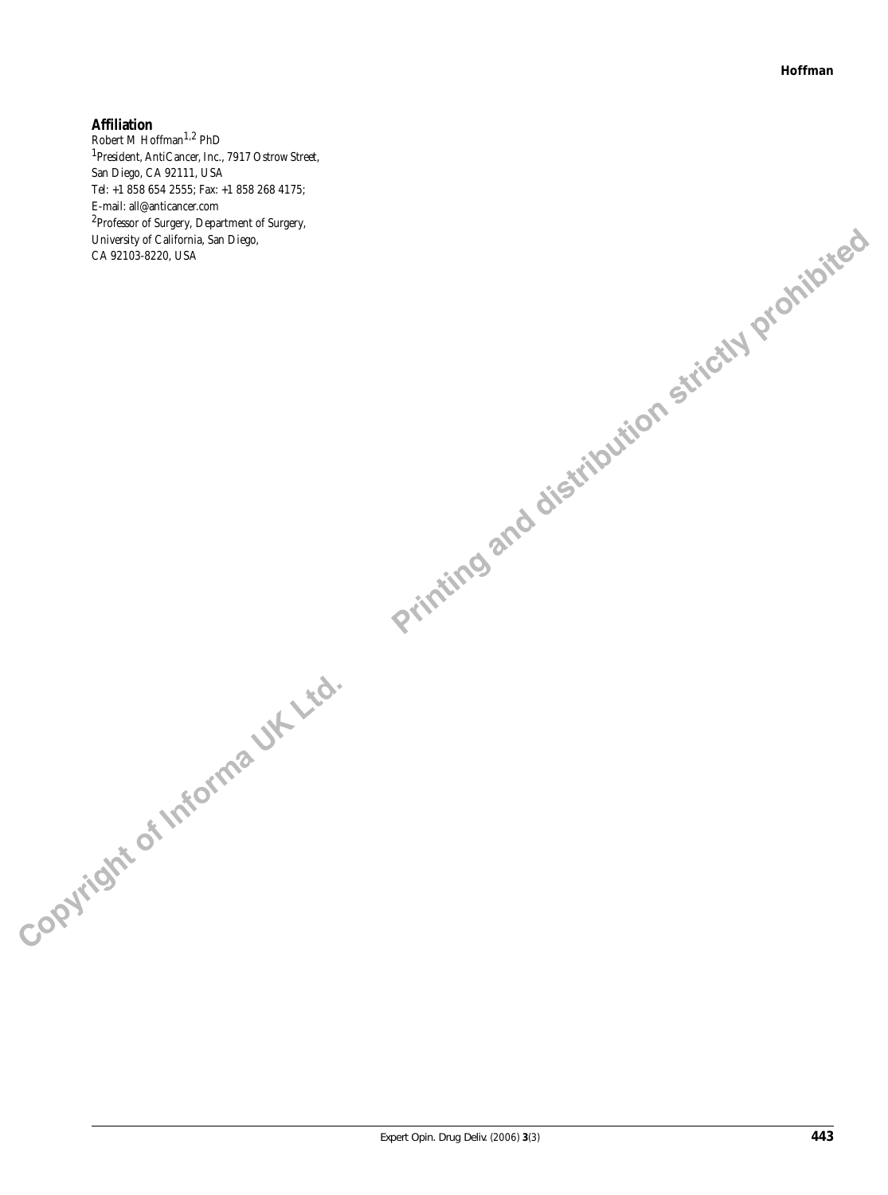## Affiliation

Robert M Hoffman[1,2] PhD
[1]President, AntiCancer, Inc., 7917 Ostrow Street,
San Diego, CA 92111, USA
Tel: +1 858 654 2555; Fax: +1 858 268 4175;
E-mail: all@anticancer.com
[2]Professor of Surgery, Department of Surgery,
University of California, San Diego,
CA 92103-8220, USA